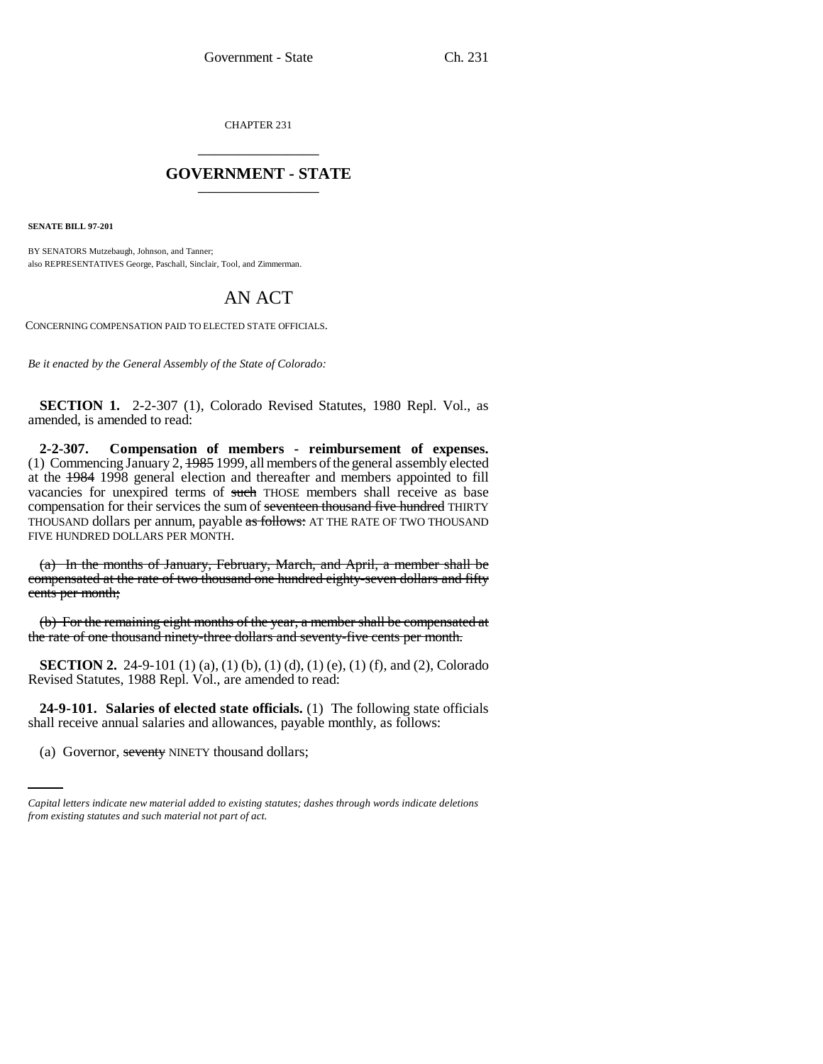CHAPTER 231

# GOVERNMENT - STATE

**SENATE BILL 97-201**

BY SENATORS Mutzebaugh, Johnson, and Tanner;
also REPRESENTATIVES George, Paschall, Sinclair, Tool, and Zimmerman.

# AN ACT

CONCERNING COMPENSATION PAID TO ELECTED STATE OFFICIALS.

*Be it enacted by the General Assembly of the State of Colorado:*

**SECTION 1.** 2-2-307 (1), Colorado Revised Statutes, 1980 Repl. Vol., as amended, is amended to read:

**2-2-307. Compensation of members - reimbursement of expenses.** (1) Commencing January 2, ~~1985~~ 1999, all members of the general assembly elected at the ~~1984~~ 1998 general election and thereafter and members appointed to fill vacancies for unexpired terms of ~~such~~ THOSE members shall receive as base compensation for their services the sum of ~~seventeen thousand five hundred~~ THIRTY THOUSAND dollars per annum, payable ~~as follows:~~ AT THE RATE OF TWO THOUSAND FIVE HUNDRED DOLLARS PER MONTH.

~~(a) In the months of January, February, March, and April, a member shall be compensated at the rate of two thousand one hundred eighty-seven dollars and fifty cents per month;~~

~~(b) For the remaining eight months of the year, a member shall be compensated at the rate of one thousand ninety-three dollars and seventy-five cents per month.~~

**SECTION 2.** 24-9-101 (1) (a), (1) (b), (1) (d), (1) (e), (1) (f), and (2), Colorado Revised Statutes, 1988 Repl. Vol., are amended to read:

**24-9-101. Salaries of elected state officials.** (1) The following state officials shall receive annual salaries and allowances, payable monthly, as follows:

(a) Governor, ~~seventy~~ NINETY thousand dollars;

---

*Capital letters indicate new material added to existing statutes; dashes through words indicate deletions from existing statutes and such material not part of act.*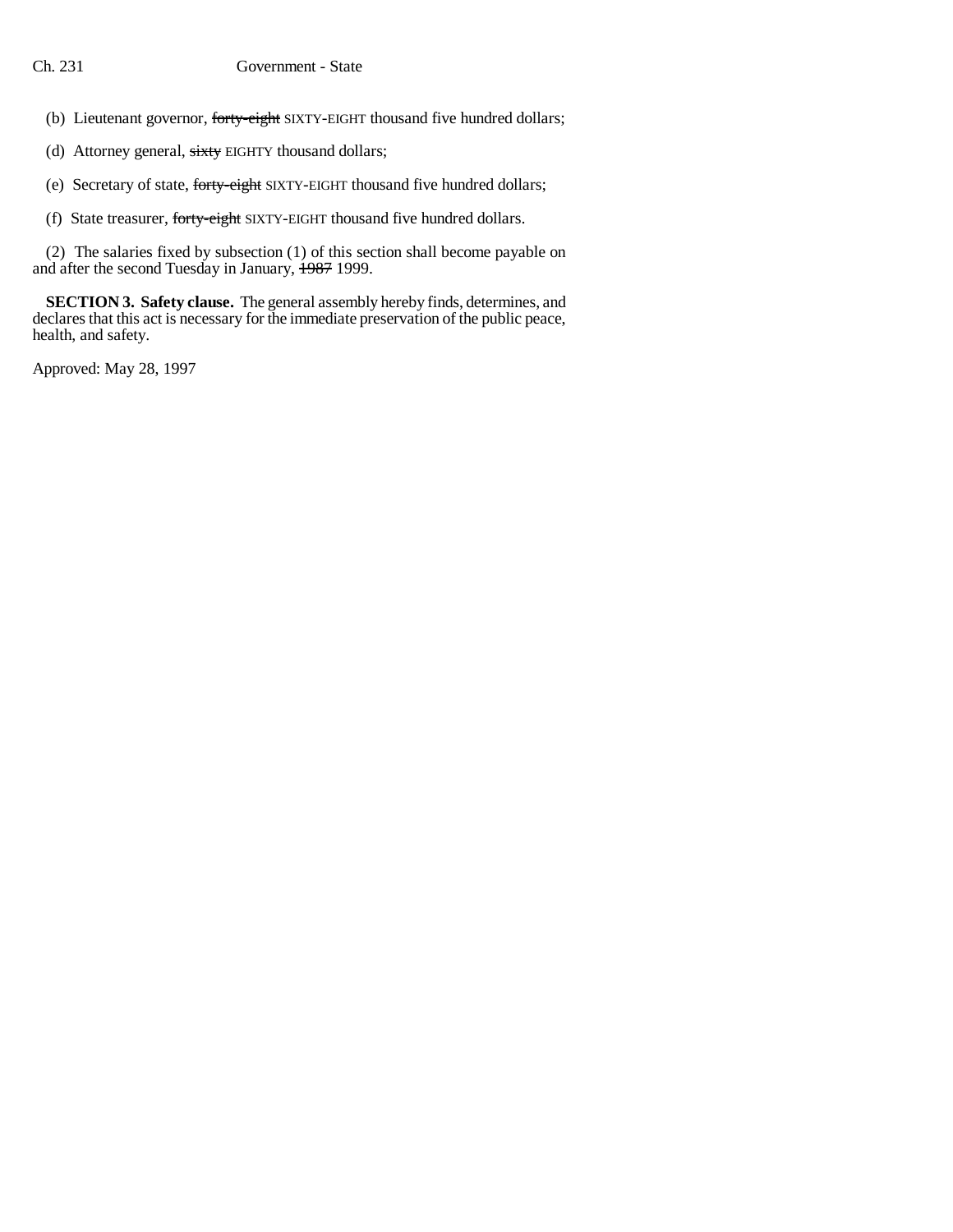(b) Lieutenant governor, ~~forty-eight~~ SIXTY-EIGHT thousand five hundred dollars;

(d) Attorney general, ~~sixty~~ EIGHTY thousand dollars;

(e) Secretary of state, ~~forty-eight~~ SIXTY-EIGHT thousand five hundred dollars;

(f) State treasurer, ~~forty-eight~~ SIXTY-EIGHT thousand five hundred dollars.

(2) The salaries fixed by subsection (1) of this section shall become payable on and after the second Tuesday in January, ~~1987~~ 1999.

**SECTION 3. Safety clause.** The general assembly hereby finds, determines, and declares that this act is necessary for the immediate preservation of the public peace, health, and safety.

Approved: May 28, 1997